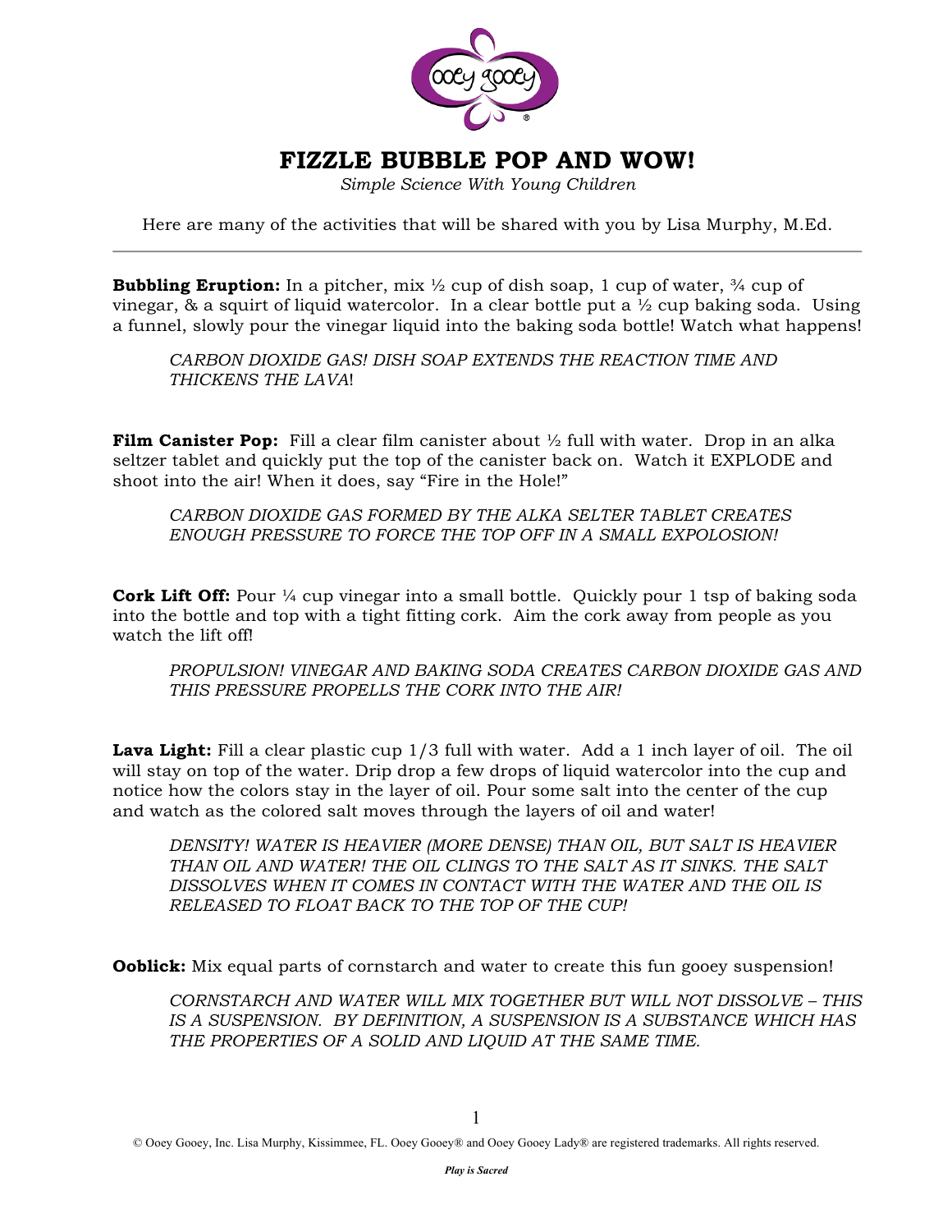# FIZZLE BUBBLE POP AND WOW!

*Simple Science With Young Children*

Here are many of the activities that will be shared with you by Lisa Murphy, M.Ed.

---

**Bubbling Eruption:** In a pitcher, mix ½ cup of dish soap, 1 cup of water, ¾ cup of vinegar, & a squirt of liquid watercolor. In a clear bottle put a ½ cup baking soda. Using a funnel, slowly pour the vinegar liquid into the baking soda bottle! Watch what happens!

> *CARBON DIOXIDE GAS! DISH SOAP EXTENDS THE REACTION TIME AND THICKENS THE LAVA*!

**Film Canister Pop:** Fill a clear film canister about ½ full with water. Drop in an alka seltzer tablet and quickly put the top of the canister back on. Watch it EXPLODE and shoot into the air! When it does, say "Fire in the Hole!"

> *CARBON DIOXIDE GAS FORMED BY THE ALKA SELTER TABLET CREATES ENOUGH PRESSURE TO FORCE THE TOP OFF IN A SMALL EXPOLOSION!*

**Cork Lift Off:** Pour ¼ cup vinegar into a small bottle. Quickly pour 1 tsp of baking soda into the bottle and top with a tight fitting cork. Aim the cork away from people as you watch the lift off!

> *PROPULSION! VINEGAR AND BAKING SODA CREATES CARBON DIOXIDE GAS AND THIS PRESSURE PROPELLS THE CORK INTO THE AIR!*

**Lava Light:** Fill a clear plastic cup 1/3 full with water. Add a 1 inch layer of oil. The oil will stay on top of the water. Drip drop a few drops of liquid watercolor into the cup and notice how the colors stay in the layer of oil. Pour some salt into the center of the cup and watch as the colored salt moves through the layers of oil and water!

> *DENSITY! WATER IS HEAVIER (MORE DENSE) THAN OIL, BUT SALT IS HEAVIER THAN OIL AND WATER! THE OIL CLINGS TO THE SALT AS IT SINKS. THE SALT DISSOLVES WHEN IT COMES IN CONTACT WITH THE WATER AND THE OIL IS RELEASED TO FLOAT BACK TO THE TOP OF THE CUP!*

**Ooblick:** Mix equal parts of cornstarch and water to create this fun gooey suspension!

> *CORNSTARCH AND WATER WILL MIX TOGETHER BUT WILL NOT DISSOLVE – THIS IS A SUSPENSION. BY DEFINITION, A SUSPENSION IS A SUBSTANCE WHICH HAS THE PROPERTIES OF A SOLID AND LIQUID AT THE SAME TIME.*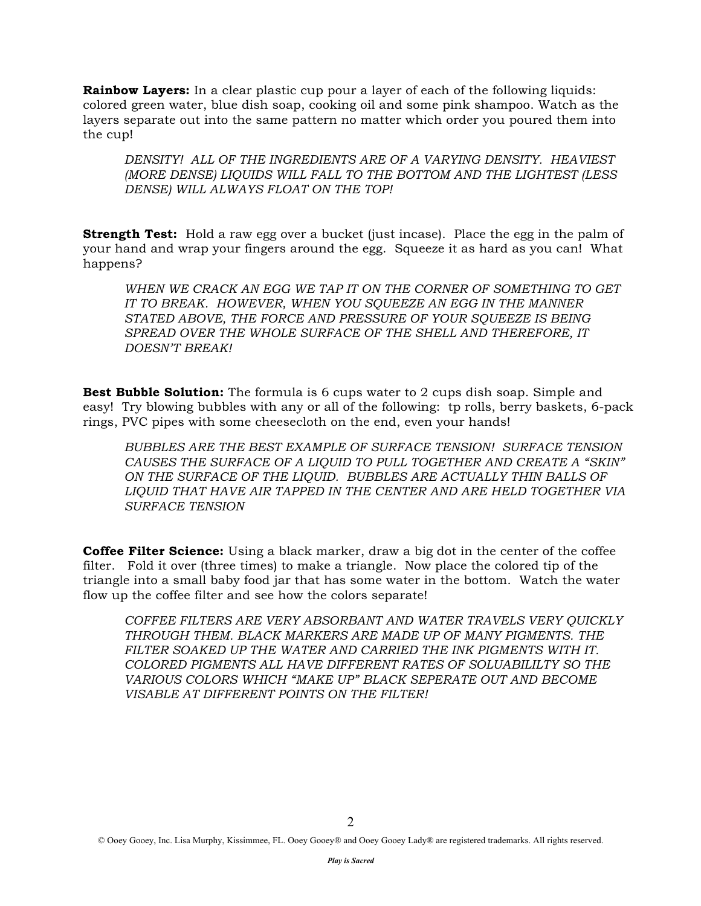**Rainbow Layers:** In a clear plastic cup pour a layer of each of the following liquids: colored green water, blue dish soap, cooking oil and some pink shampoo. Watch as the layers separate out into the same pattern no matter which order you poured them into the cup!

> *DENSITY! ALL OF THE INGREDIENTS ARE OF A VARYING DENSITY. HEAVIEST (MORE DENSE) LIQUIDS WILL FALL TO THE BOTTOM AND THE LIGHTEST (LESS DENSE) WILL ALWAYS FLOAT ON THE TOP!*

**Strength Test:** Hold a raw egg over a bucket (just incase). Place the egg in the palm of your hand and wrap your fingers around the egg. Squeeze it as hard as you can! What happens?

> *WHEN WE CRACK AN EGG WE TAP IT ON THE CORNER OF SOMETHING TO GET IT TO BREAK. HOWEVER, WHEN YOU SQUEEZE AN EGG IN THE MANNER STATED ABOVE, THE FORCE AND PRESSURE OF YOUR SQUEEZE IS BEING SPREAD OVER THE WHOLE SURFACE OF THE SHELL AND THEREFORE, IT DOESN'T BREAK!*

**Best Bubble Solution:** The formula is 6 cups water to 2 cups dish soap. Simple and easy! Try blowing bubbles with any or all of the following: tp rolls, berry baskets, 6-pack rings, PVC pipes with some cheesecloth on the end, even your hands!

> *BUBBLES ARE THE BEST EXAMPLE OF SURFACE TENSION! SURFACE TENSION CAUSES THE SURFACE OF A LIQUID TO PULL TOGETHER AND CREATE A "SKIN" ON THE SURFACE OF THE LIQUID. BUBBLES ARE ACTUALLY THIN BALLS OF LIQUID THAT HAVE AIR TAPPED IN THE CENTER AND ARE HELD TOGETHER VIA SURFACE TENSION*

**Coffee Filter Science:** Using a black marker, draw a big dot in the center of the coffee filter. Fold it over (three times) to make a triangle. Now place the colored tip of the triangle into a small baby food jar that has some water in the bottom. Watch the water flow up the coffee filter and see how the colors separate!

> *COFFEE FILTERS ARE VERY ABSORBANT AND WATER TRAVELS VERY QUICKLY THROUGH THEM. BLACK MARKERS ARE MADE UP OF MANY PIGMENTS. THE FILTER SOAKED UP THE WATER AND CARRIED THE INK PIGMENTS WITH IT. COLORED PIGMENTS ALL HAVE DIFFERENT RATES OF SOLUABILILTY SO THE VARIOUS COLORS WHICH "MAKE UP" BLACK SEPERATE OUT AND BECOME VISABLE AT DIFFERENT POINTS ON THE FILTER!*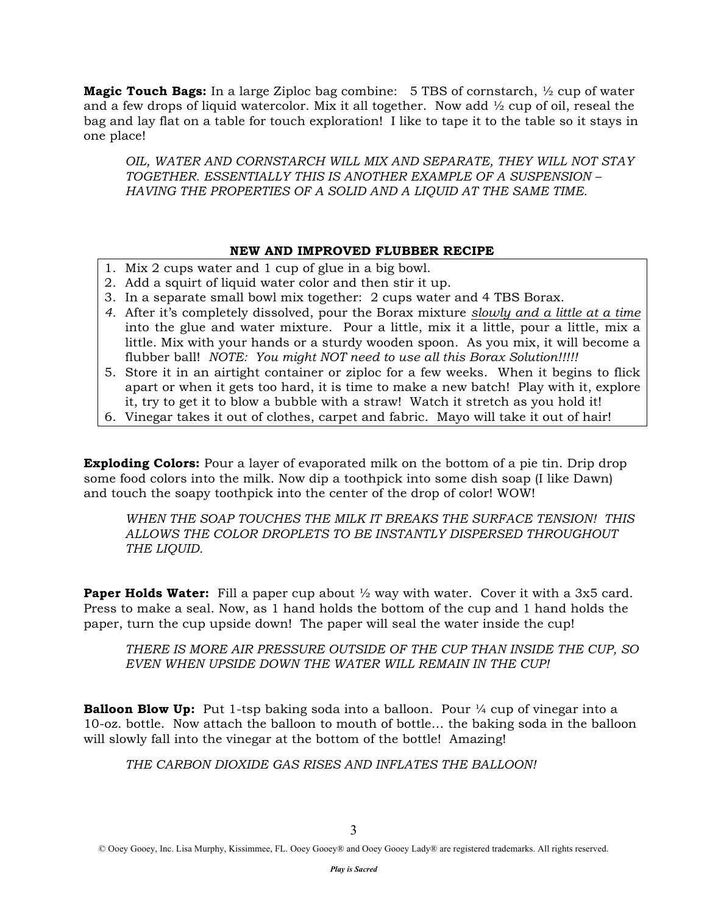**Magic Touch Bags:** In a large Ziploc bag combine: 5 TBS of cornstarch, ½ cup of water and a few drops of liquid watercolor. Mix it all together. Now add ½ cup of oil, reseal the bag and lay flat on a table for touch exploration! I like to tape it to the table so it stays in one place!

> *OIL, WATER AND CORNSTARCH WILL MIX AND SEPARATE, THEY WILL NOT STAY TOGETHER. ESSENTIALLY THIS IS ANOTHER EXAMPLE OF A SUSPENSION – HAVING THE PROPERTIES OF A SOLID AND A LIQUID AT THE SAME TIME.*

### NEW AND IMPROVED FLUBBER RECIPE

1. Mix 2 cups water and 1 cup of glue in a big bowl.
2. Add a squirt of liquid water color and then stir it up.
3. In a separate small bowl mix together: 2 cups water and 4 TBS Borax.
4. After it's completely dissolved, pour the Borax mixture <u>*slowly and a little at a time*</u> into the glue and water mixture. Pour a little, mix it a little, pour a little, mix a little. Mix with your hands or a sturdy wooden spoon. As you mix, it will become a flubber ball! *NOTE: You might NOT need to use all this Borax Solution!!!!!*
5. Store it in an airtight container or ziploc for a few weeks. When it begins to flick apart or when it gets too hard, it is time to make a new batch! Play with it, explore it, try to get it to blow a bubble with a straw! Watch it stretch as you hold it!
6. Vinegar takes it out of clothes, carpet and fabric. Mayo will take it out of hair!

**Exploding Colors:** Pour a layer of evaporated milk on the bottom of a pie tin. Drip drop some food colors into the milk. Now dip a toothpick into some dish soap (I like Dawn) and touch the soapy toothpick into the center of the drop of color! WOW!

> *WHEN THE SOAP TOUCHES THE MILK IT BREAKS THE SURFACE TENSION! THIS ALLOWS THE COLOR DROPLETS TO BE INSTANTLY DISPERSED THROUGHOUT THE LIQUID.*

**Paper Holds Water:** Fill a paper cup about ½ way with water. Cover it with a 3x5 card. Press to make a seal. Now, as 1 hand holds the bottom of the cup and 1 hand holds the paper, turn the cup upside down! The paper will seal the water inside the cup!

> *THERE IS MORE AIR PRESSURE OUTSIDE OF THE CUP THAN INSIDE THE CUP, SO EVEN WHEN UPSIDE DOWN THE WATER WILL REMAIN IN THE CUP!*

**Balloon Blow Up:** Put 1-tsp baking soda into a balloon. Pour ¼ cup of vinegar into a 10-oz. bottle. Now attach the balloon to mouth of bottle… the baking soda in the balloon will slowly fall into the vinegar at the bottom of the bottle! Amazing!

> *THE CARBON DIOXIDE GAS RISES AND INFLATES THE BALLOON!*

© Ooey Gooey, Inc. Lisa Murphy, Kissimmee, FL. Ooey Gooey® and Ooey Gooey Lady® are registered trademarks. All rights reserved.

*Play is Sacred*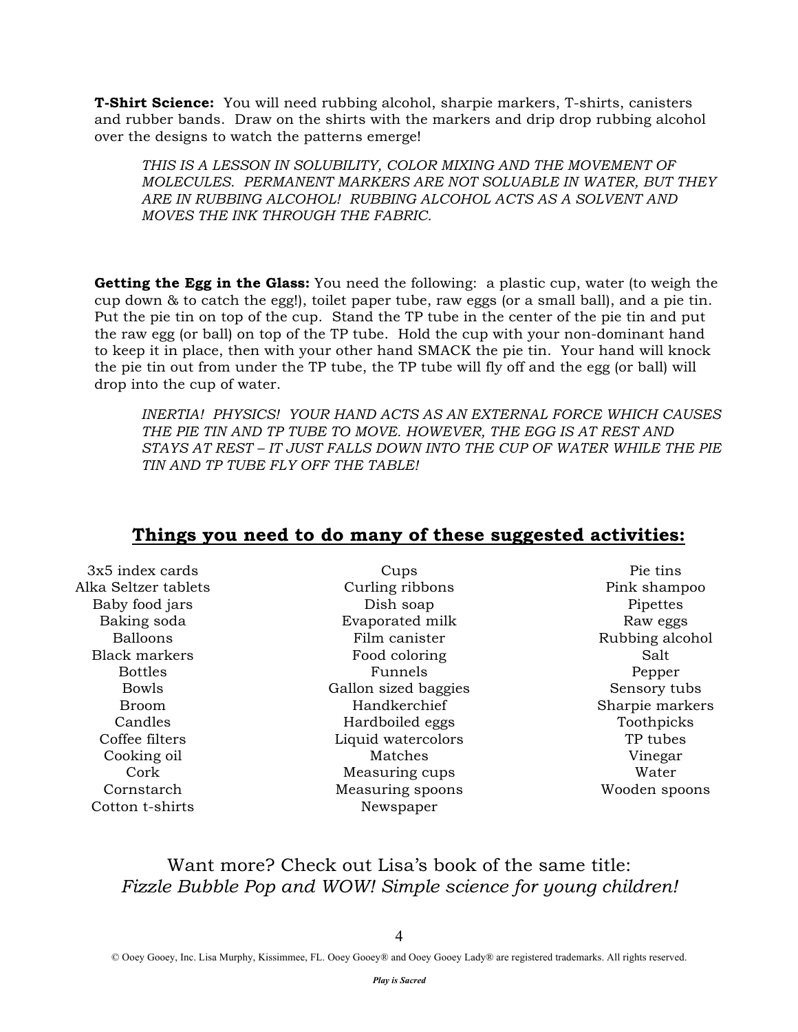**T-Shirt Science:** You will need rubbing alcohol, sharpie markers, T-shirts, canisters and rubber bands. Draw on the shirts with the markers and drip drop rubbing alcohol over the designs to watch the patterns emerge!

> *THIS IS A LESSON IN SOLUBILITY, COLOR MIXING AND THE MOVEMENT OF MOLECULES. PERMANENT MARKERS ARE NOT SOLUABLE IN WATER, BUT THEY ARE IN RUBBING ALCOHOL! RUBBING ALCOHOL ACTS AS A SOLVENT AND MOVES THE INK THROUGH THE FABRIC.*

**Getting the Egg in the Glass:** You need the following: a plastic cup, water (to weigh the cup down & to catch the egg!), toilet paper tube, raw eggs (or a small ball), and a pie tin. Put the pie tin on top of the cup. Stand the TP tube in the center of the pie tin and put the raw egg (or ball) on top of the TP tube. Hold the cup with your non-dominant hand to keep it in place, then with your other hand SMACK the pie tin. Your hand will knock the pie tin out from under the TP tube, the TP tube will fly off and the egg (or ball) will drop into the cup of water.

> *INERTIA! PHYSICS! YOUR HAND ACTS AS AN EXTERNAL FORCE WHICH CAUSES THE PIE TIN AND TP TUBE TO MOVE. HOWEVER, THE EGG IS AT REST AND STAYS AT REST – IT JUST FALLS DOWN INTO THE CUP OF WATER WHILE THE PIE TIN AND TP TUBE FLY OFF THE TABLE!*

## Things you need to do many of these suggested activities:

- 3x5 index cards
- Alka Seltzer tablets
- Baby food jars
- Baking soda
- Balloons
- Black markers
- Bottles
- Bowls
- Broom
- Candles
- Coffee filters
- Cooking oil
- Cork
- Cornstarch
- Cotton t-shirts
- Cups
- Curling ribbons
- Dish soap
- Evaporated milk
- Film canister
- Food coloring
- Funnels
- Gallon sized baggies
- Handkerchief
- Hardboiled eggs
- Liquid watercolors
- Matches
- Measuring cups
- Measuring spoons
- Newspaper
- Pie tins
- Pink shampoo
- Pipettes
- Raw eggs
- Rubbing alcohol
- Salt
- Pepper
- Sensory tubs
- Sharpie markers
- Toothpicks
- TP tubes
- Vinegar
- Water
- Wooden spoons

Want more? Check out Lisa's book of the same title:
*Fizzle Bubble Pop and WOW! Simple science for young children!*

© Ooey Gooey, Inc. Lisa Murphy, Kissimmee, FL. Ooey Gooey® and Ooey Gooey Lady® are registered trademarks. All rights reserved.

***Play is Sacred***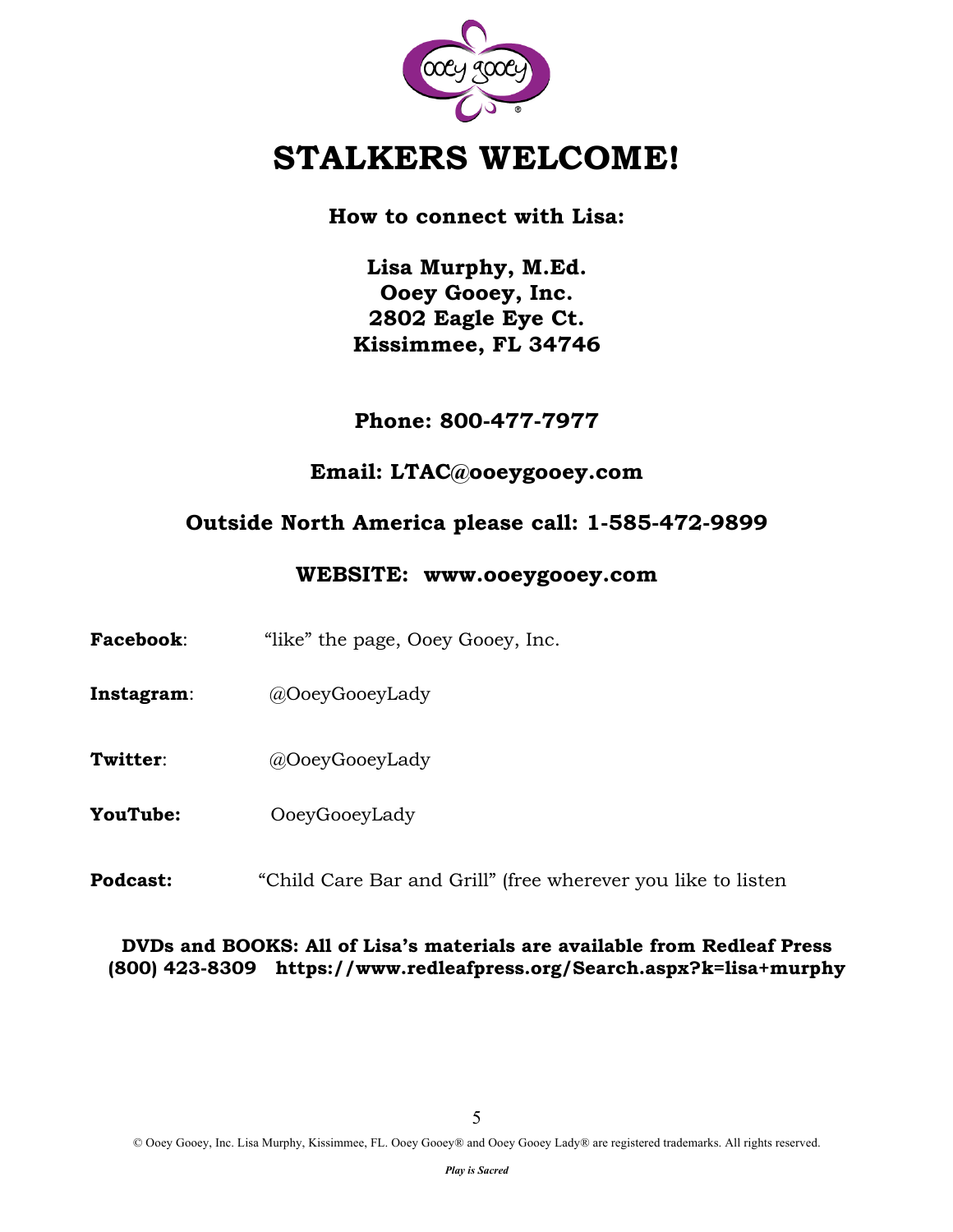# STALKERS WELCOME!

**How to connect with Lisa:**

**Lisa Murphy, M.Ed.**
**Ooey Gooey, Inc.**
**2802 Eagle Eye Ct.**
**Kissimmee, FL 34746**

**Phone: 800-477-7977**

**Email: LTAC@ooeygooey.com**

**Outside North America please call: 1-585-472-9899**

**WEBSITE: www.ooeygooey.com**

**Facebook**: "like" the page, Ooey Gooey, Inc.

**Instagram**: @OoeyGooeyLady

**Twitter**: @OoeyGooeyLady

**YouTube:** OoeyGooeyLady

**Podcast:** "Child Care Bar and Grill" (free wherever you like to listen

**DVDs and BOOKS: All of Lisa's materials are available from Redleaf Press (800) 423-8309 https://www.redleafpress.org/Search.aspx?k=lisa+murphy**

© Ooey Gooey, Inc. Lisa Murphy, Kissimmee, FL. Ooey Gooey® and Ooey Gooey Lady® are registered trademarks. All rights reserved.

***Play is Sacred***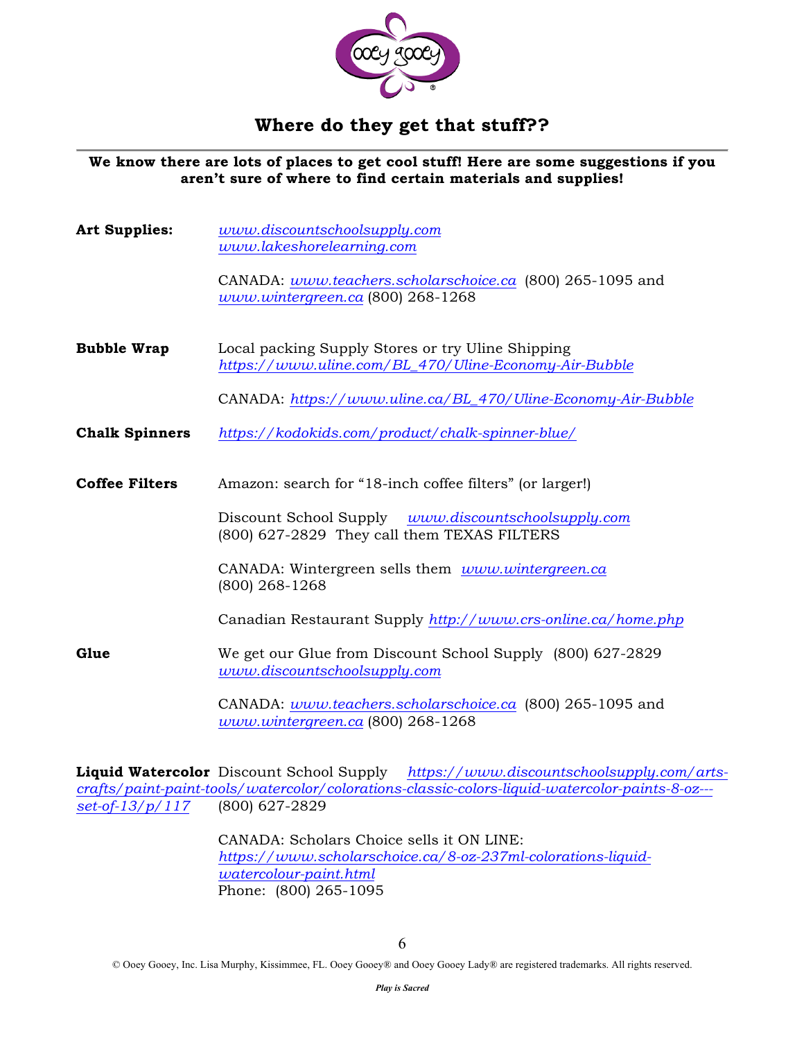## Where do they get that stuff??

**We know there are lots of places to get cool stuff! Here are some suggestions if you aren't sure of where to find certain materials and supplies!**

**Art Supplies:**

*www.discountschoolsupply.com*
*www.lakeshorelearning.com*

CANADA: *www.teachers.scholarschoice.ca* (800) 265-1095 and *www.wintergreen.ca* (800) 268-1268

**Bubble Wrap**

Local packing Supply Stores or try Uline Shipping *https://www.uline.com/BL_470/Uline-Economy-Air-Bubble*

CANADA: *https://www.uline.ca/BL_470/Uline-Economy-Air-Bubble*

**Chalk Spinners**

*https://kodokids.com/product/chalk-spinner-blue/*

**Coffee Filters**

Amazon: search for "18-inch coffee filters" (or larger!)

Discount School Supply *www.discountschoolsupply.com* (800) 627-2829 They call them TEXAS FILTERS

CANADA: Wintergreen sells them *www.wintergreen.ca* (800) 268-1268

Canadian Restaurant Supply *http://www.crs-online.ca/home.php*

**Glue**

We get our Glue from Discount School Supply (800) 627-2829 *www.discountschoolsupply.com*

CANADA: *www.teachers.scholarschoice.ca* (800) 265-1095 and *www.wintergreen.ca* (800) 268-1268

**Liquid Watercolor** Discount School Supply *https://www.discountschoolsupply.com/arts-crafts/paint-paint-tools/watercolor/colorations-classic-colors-liquid-watercolor-paints-8-oz---set-of-13/p/117* (800) 627-2829

CANADA: Scholars Choice sells it ON LINE: *https://www.scholarschoice.ca/8-oz-237ml-colorations-liquid-watercolour-paint.html*
Phone: (800) 265-1095

© Ooey Gooey, Inc. Lisa Murphy, Kissimmee, FL. Ooey Gooey® and Ooey Gooey Lady® are registered trademarks. All rights reserved.

***Play is Sacred***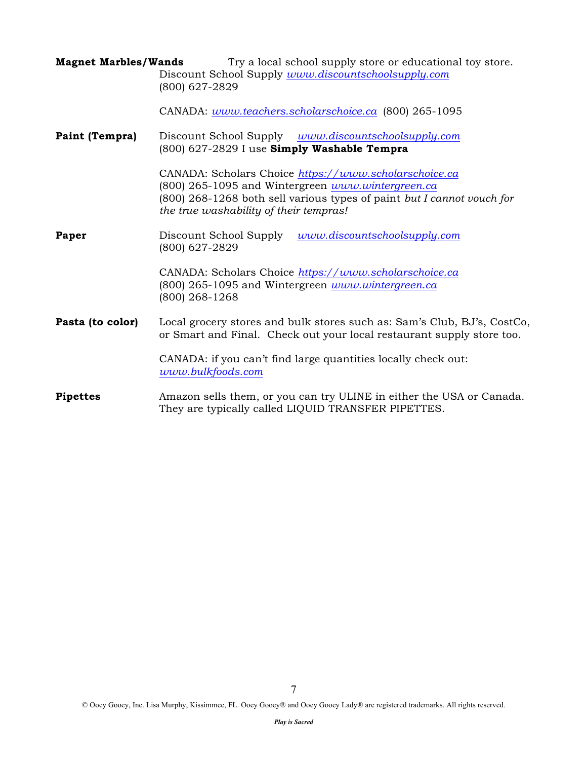**Magnet Marbles/Wands** Try a local school supply store or educational toy store.
Discount School Supply *www.discountschoolsupply.com*
(800) 627-2829

CANADA: *www.teachers.scholarschoice.ca* (800) 265-1095

**Paint (Tempra)** Discount School Supply *www.discountschoolsupply.com*
(800) 627-2829 I use **Simply Washable Tempra**

CANADA: Scholars Choice *https://www.scholarschoice.ca*
(800) 265-1095 and Wintergreen *www.wintergreen.ca*
(800) 268-1268 both sell various types of paint *but I cannot vouch for the true washability of their tempras!*

**Paper** Discount School Supply *www.discountschoolsupply.com*
(800) 627-2829

CANADA: Scholars Choice *https://www.scholarschoice.ca*
(800) 265-1095 and Wintergreen *www.wintergreen.ca*
(800) 268-1268

**Pasta (to color)** Local grocery stores and bulk stores such as: Sam's Club, BJ's, CostCo, or Smart and Final. Check out your local restaurant supply store too.

CANADA: if you can't find large quantities locally check out:
*www.bulkfoods.com*

**Pipettes** Amazon sells them, or you can try ULINE in either the USA or Canada. They are typically called LIQUID TRANSFER PIPETTES.

© Ooey Gooey, Inc. Lisa Murphy, Kissimmee, FL. Ooey Gooey® and Ooey Gooey Lady® are registered trademarks. All rights reserved.

***Play is Sacred***